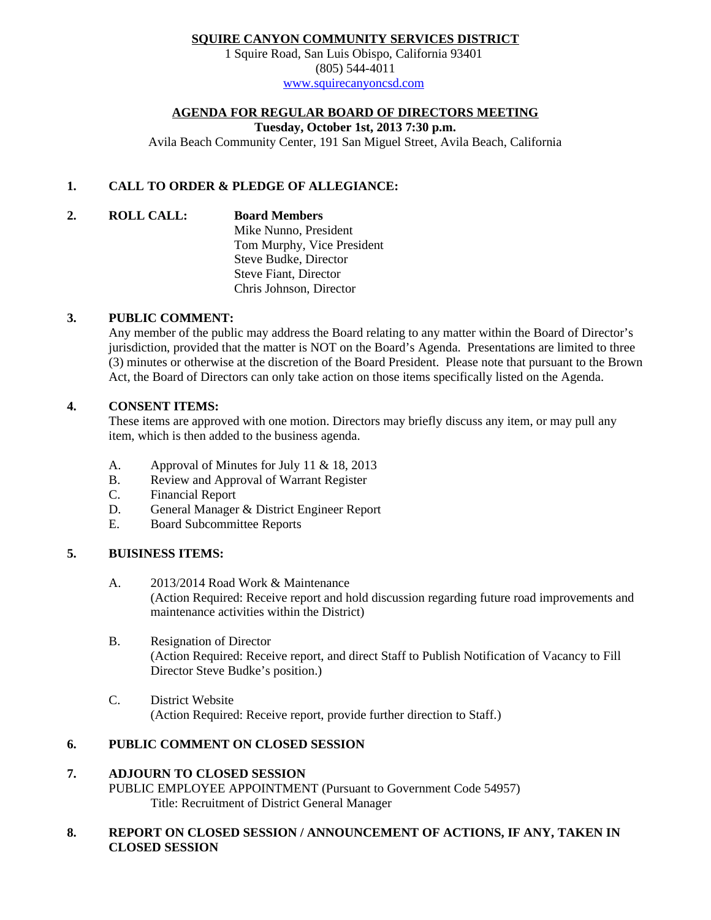**SQUIRE CANYON COMMUNITY SERVICES DISTRICT**
1 Squire Road, San Luis Obispo, California 93401
(805) 544-4011
www.squirecanyoncsd.com

**AGENDA FOR REGULAR BOARD OF DIRECTORS MEETING**
**Tuesday, October 1st, 2013 7:30 p.m.**
Avila Beach Community Center, 191 San Miguel Street, Avila Beach, California

**1. CALL TO ORDER & PLEDGE OF ALLEGIANCE:**

**2. ROLL CALL:** **Board Members**
Mike Nunno, President
Tom Murphy, Vice President
Steve Budke, Director
Steve Fiant, Director
Chris Johnson, Director

**3. PUBLIC COMMENT:**
Any member of the public may address the Board relating to any matter within the Board of Director's jurisdiction, provided that the matter is NOT on the Board's Agenda. Presentations are limited to three (3) minutes or otherwise at the discretion of the Board President. Please note that pursuant to the Brown Act, the Board of Directors can only take action on those items specifically listed on the Agenda.

**4. CONSENT ITEMS:**
These items are approved with one motion. Directors may briefly discuss any item, or may pull any item, which is then added to the business agenda.

A. Approval of Minutes for July 11 & 18, 2013
B. Review and Approval of Warrant Register
C. Financial Report
D. General Manager & District Engineer Report
E. Board Subcommittee Reports

**5. BUISINESS ITEMS:**

A. 2013/2014 Road Work & Maintenance
(Action Required: Receive report and hold discussion regarding future road improvements and maintenance activities within the District)

B. Resignation of Director
(Action Required: Receive report, and direct Staff to Publish Notification of Vacancy to Fill Director Steve Budke's position.)

C. District Website
(Action Required: Receive report, provide further direction to Staff.)

**6. PUBLIC COMMENT ON CLOSED SESSION**

**7. ADJOURN TO CLOSED SESSION**
PUBLIC EMPLOYEE APPOINTMENT (Pursuant to Government Code 54957)
Title: Recruitment of District General Manager

**8. REPORT ON CLOSED SESSION / ANNOUNCEMENT OF ACTIONS, IF ANY, TAKEN IN CLOSED SESSION**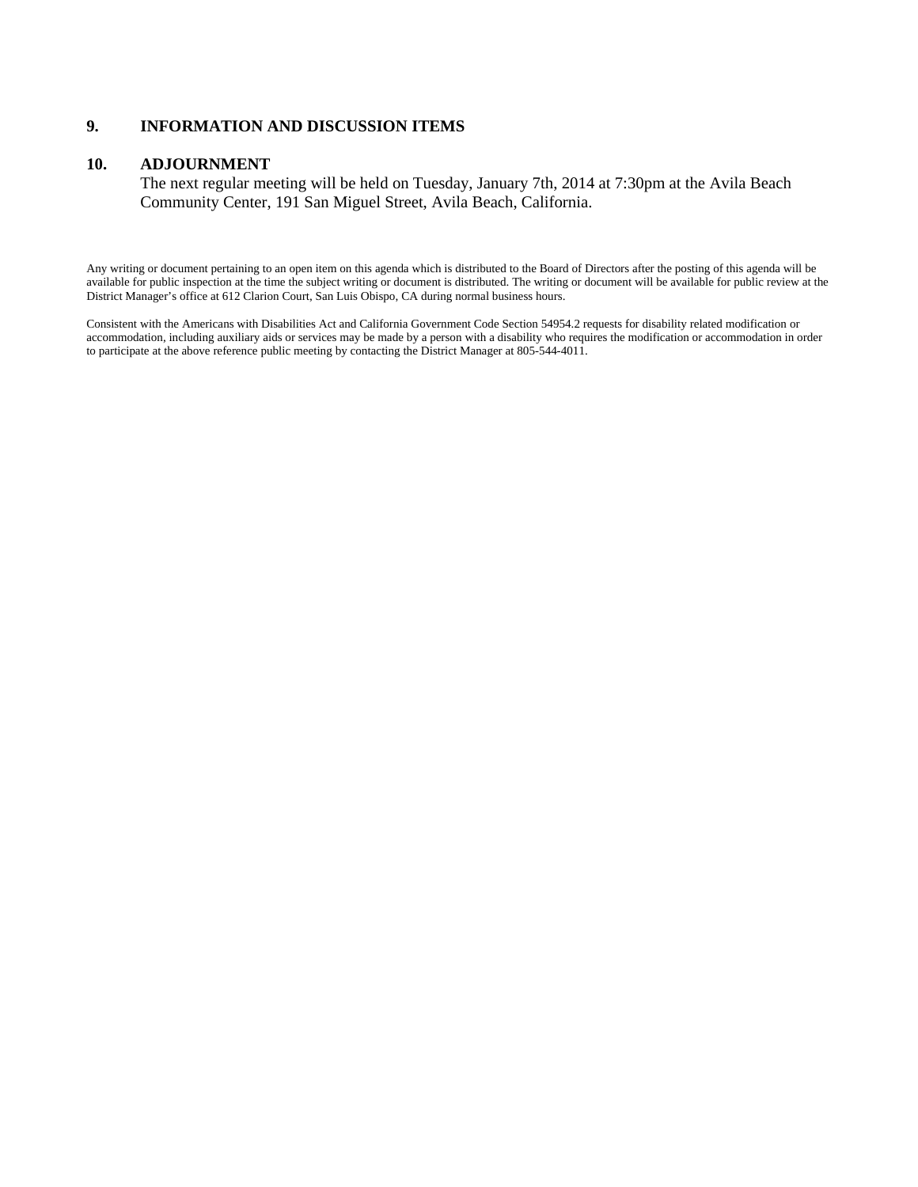## 9. INFORMATION AND DISCUSSION ITEMS

## 10. ADJOURNMENT

The next regular meeting will be held on Tuesday, January 7th, 2014 at 7:30pm at the Avila Beach Community Center, 191 San Miguel Street, Avila Beach, California.

Any writing or document pertaining to an open item on this agenda which is distributed to the Board of Directors after the posting of this agenda will be available for public inspection at the time the subject writing or document is distributed. The writing or document will be available for public review at the District Manager's office at 612 Clarion Court, San Luis Obispo, CA during normal business hours.

Consistent with the Americans with Disabilities Act and California Government Code Section 54954.2 requests for disability related modification or accommodation, including auxiliary aids or services may be made by a person with a disability who requires the modification or accommodation in order to participate at the above reference public meeting by contacting the District Manager at 805-544-4011.